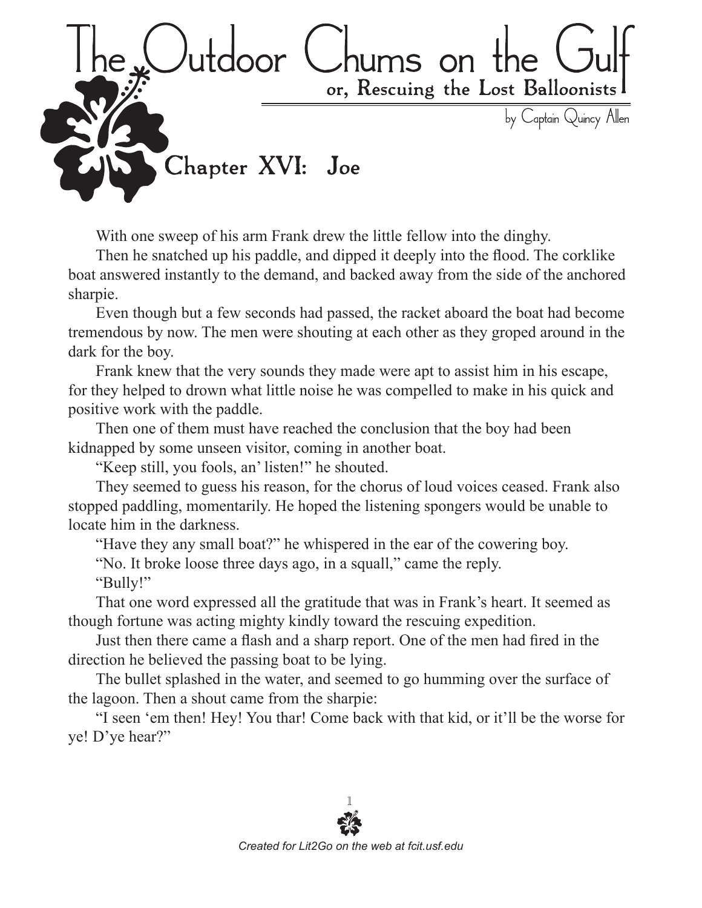# The Outdoor Chums on the Gulf

## or, Rescuing the Lost Balloonists

by Captain Quincy Allen

## Chapter XVI: Joe

With one sweep of his arm Frank drew the little fellow into the dinghy.

Then he snatched up his paddle, and dipped it deeply into the flood. The corklike boat answered instantly to the demand, and backed away from the side of the anchored sharpie.

Even though but a few seconds had passed, the racket aboard the boat had become tremendous by now. The men were shouting at each other as they groped around in the dark for the boy.

Frank knew that the very sounds they made were apt to assist him in his escape, for they helped to drown what little noise he was compelled to make in his quick and positive work with the paddle.

Then one of them must have reached the conclusion that the boy had been kidnapped by some unseen visitor, coming in another boat.

"Keep still, you fools, an' listen!" he shouted.

They seemed to guess his reason, for the chorus of loud voices ceased. Frank also stopped paddling, momentarily. He hoped the listening spongers would be unable to locate him in the darkness.

"Have they any small boat?" he whispered in the ear of the cowering boy.

"No. It broke loose three days ago, in a squall," came the reply.

"Bully!"

That one word expressed all the gratitude that was in Frank's heart. It seemed as though fortune was acting mighty kindly toward the rescuing expedition.

Just then there came a flash and a sharp report. One of the men had fired in the direction he believed the passing boat to be lying.

The bullet splashed in the water, and seemed to go humming over the surface of the lagoon. Then a shout came from the sharpie:

"I seen 'em then! Hey! You thar! Come back with that kid, or it'll be the worse for ye! D'ye hear?"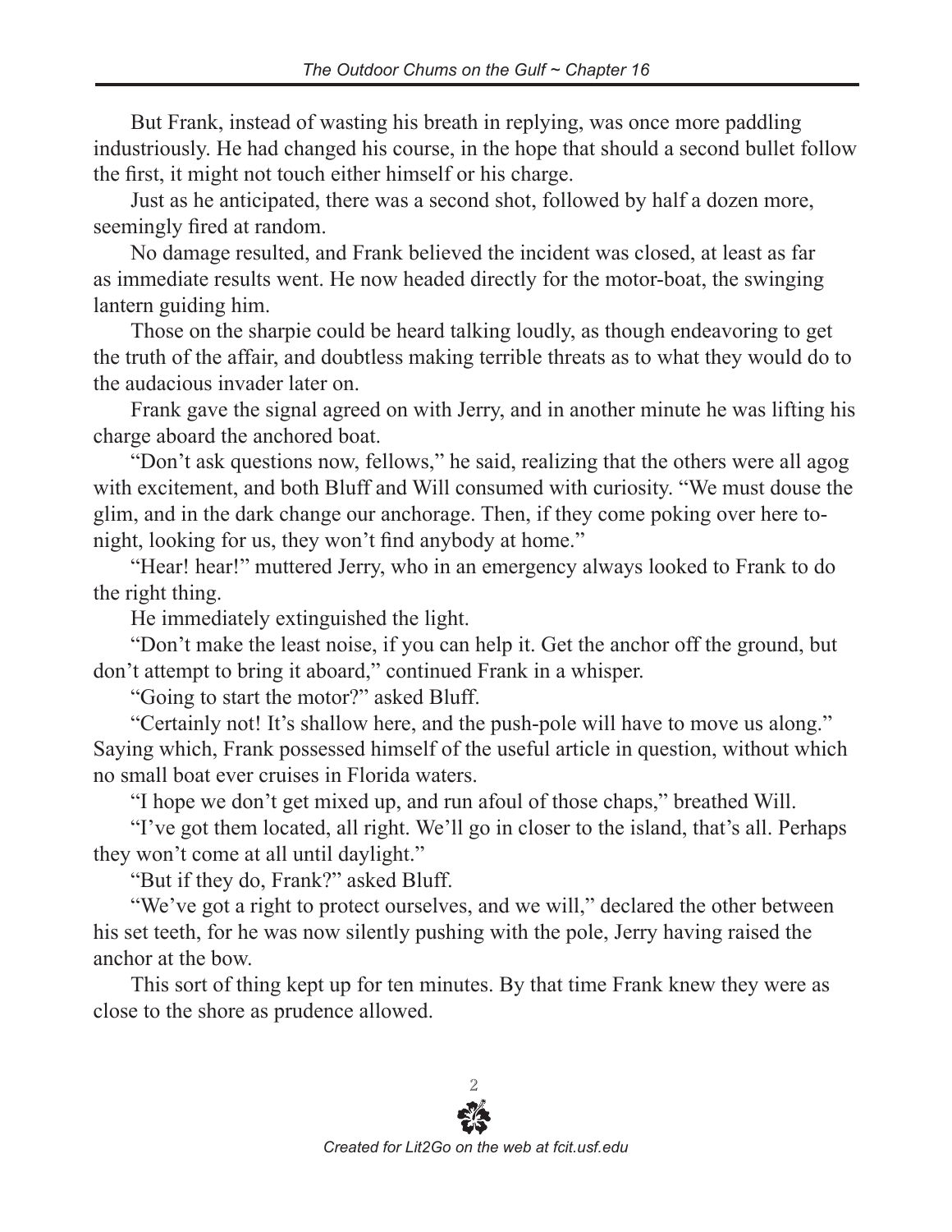But Frank, instead of wasting his breath in replying, was once more paddling industriously. He had changed his course, in the hope that should a second bullet follow the first, it might not touch either himself or his charge.

Just as he anticipated, there was a second shot, followed by half a dozen more, seemingly fired at random.

No damage resulted, and Frank believed the incident was closed, at least as far as immediate results went. He now headed directly for the motor-boat, the swinging lantern guiding him.

Those on the sharpie could be heard talking loudly, as though endeavoring to get the truth of the affair, and doubtless making terrible threats as to what they would do to the audacious invader later on.

Frank gave the signal agreed on with Jerry, and in another minute he was lifting his charge aboard the anchored boat.

"Don't ask questions now, fellows," he said, realizing that the others were all agog with excitement, and both Bluff and Will consumed with curiosity. "We must douse the glim, and in the dark change our anchorage. Then, if they come poking over here to-night, looking for us, they won't find anybody at home."

"Hear! hear!" muttered Jerry, who in an emergency always looked to Frank to do the right thing.

He immediately extinguished the light.

"Don't make the least noise, if you can help it. Get the anchor off the ground, but don't attempt to bring it aboard," continued Frank in a whisper.

"Going to start the motor?" asked Bluff.

"Certainly not! It's shallow here, and the push-pole will have to move us along." Saying which, Frank possessed himself of the useful article in question, without which no small boat ever cruises in Florida waters.

"I hope we don't get mixed up, and run afoul of those chaps," breathed Will.

"I've got them located, all right. We'll go in closer to the island, that's all. Perhaps they won't come at all until daylight."

"But if they do, Frank?" asked Bluff.

"We've got a right to protect ourselves, and we will," declared the other between his set teeth, for he was now silently pushing with the pole, Jerry having raised the anchor at the bow.

This sort of thing kept up for ten minutes. By that time Frank knew they were as close to the shore as prudence allowed.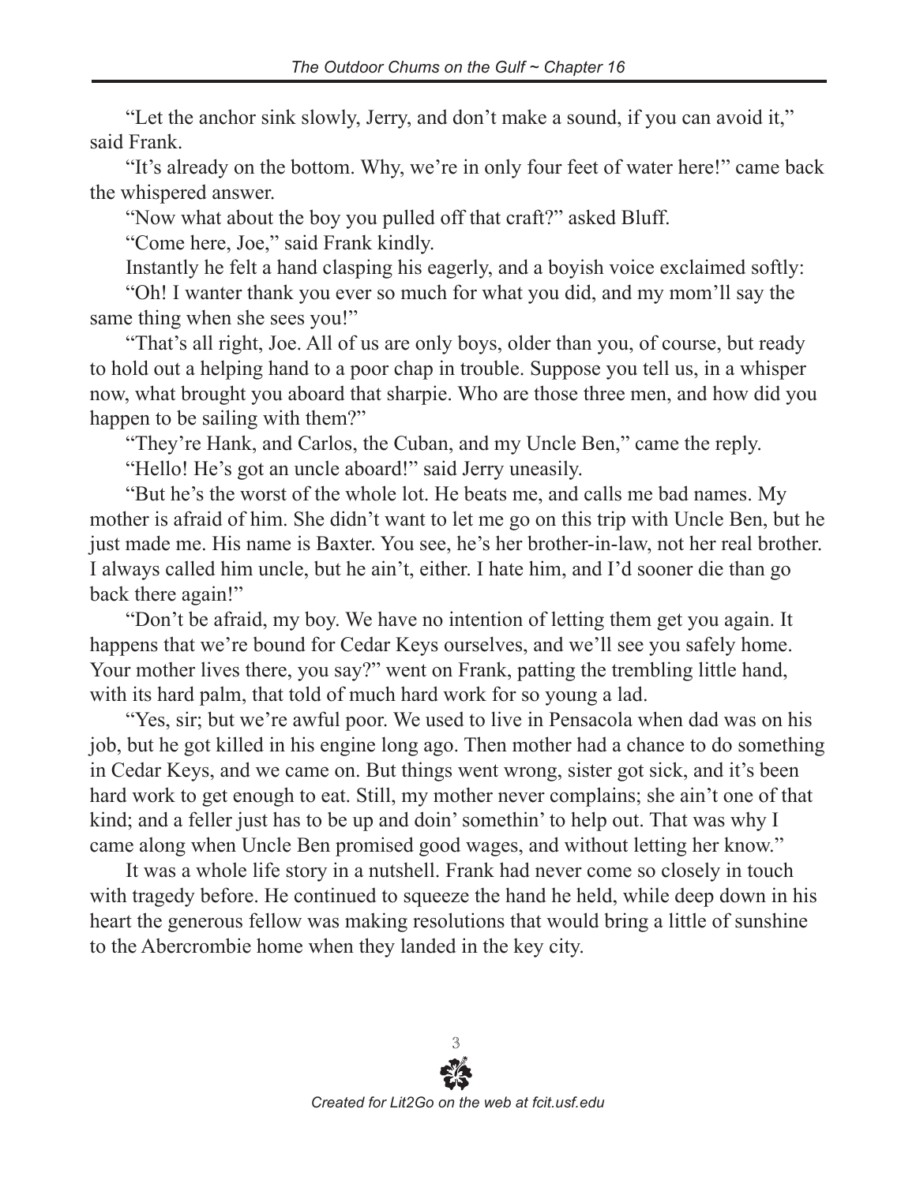"Let the anchor sink slowly, Jerry, and don't make a sound, if you can avoid it," said Frank.

"It's already on the bottom. Why, we're in only four feet of water here!" came back the whispered answer.

"Now what about the boy you pulled off that craft?" asked Bluff.

"Come here, Joe," said Frank kindly.

Instantly he felt a hand clasping his eagerly, and a boyish voice exclaimed softly:

"Oh! I wanter thank you ever so much for what you did, and my mom'll say the same thing when she sees you!"

"That's all right, Joe. All of us are only boys, older than you, of course, but ready to hold out a helping hand to a poor chap in trouble. Suppose you tell us, in a whisper now, what brought you aboard that sharpie. Who are those three men, and how did you happen to be sailing with them?"

"They're Hank, and Carlos, the Cuban, and my Uncle Ben," came the reply.

"Hello! He's got an uncle aboard!" said Jerry uneasily.

"But he's the worst of the whole lot. He beats me, and calls me bad names. My mother is afraid of him. She didn't want to let me go on this trip with Uncle Ben, but he just made me. His name is Baxter. You see, he's her brother-in-law, not her real brother. I always called him uncle, but he ain't, either. I hate him, and I'd sooner die than go back there again!"

"Don't be afraid, my boy. We have no intention of letting them get you again. It happens that we're bound for Cedar Keys ourselves, and we'll see you safely home. Your mother lives there, you say?" went on Frank, patting the trembling little hand, with its hard palm, that told of much hard work for so young a lad.

"Yes, sir; but we're awful poor. We used to live in Pensacola when dad was on his job, but he got killed in his engine long ago. Then mother had a chance to do something in Cedar Keys, and we came on. But things went wrong, sister got sick, and it's been hard work to get enough to eat. Still, my mother never complains; she ain't one of that kind; and a feller just has to be up and doin' somethin' to help out. That was why I came along when Uncle Ben promised good wages, and without letting her know."

It was a whole life story in a nutshell. Frank had never come so closely in touch with tragedy before. He continued to squeeze the hand he held, while deep down in his heart the generous fellow was making resolutions that would bring a little of sunshine to the Abercrombie home when they landed in the key city.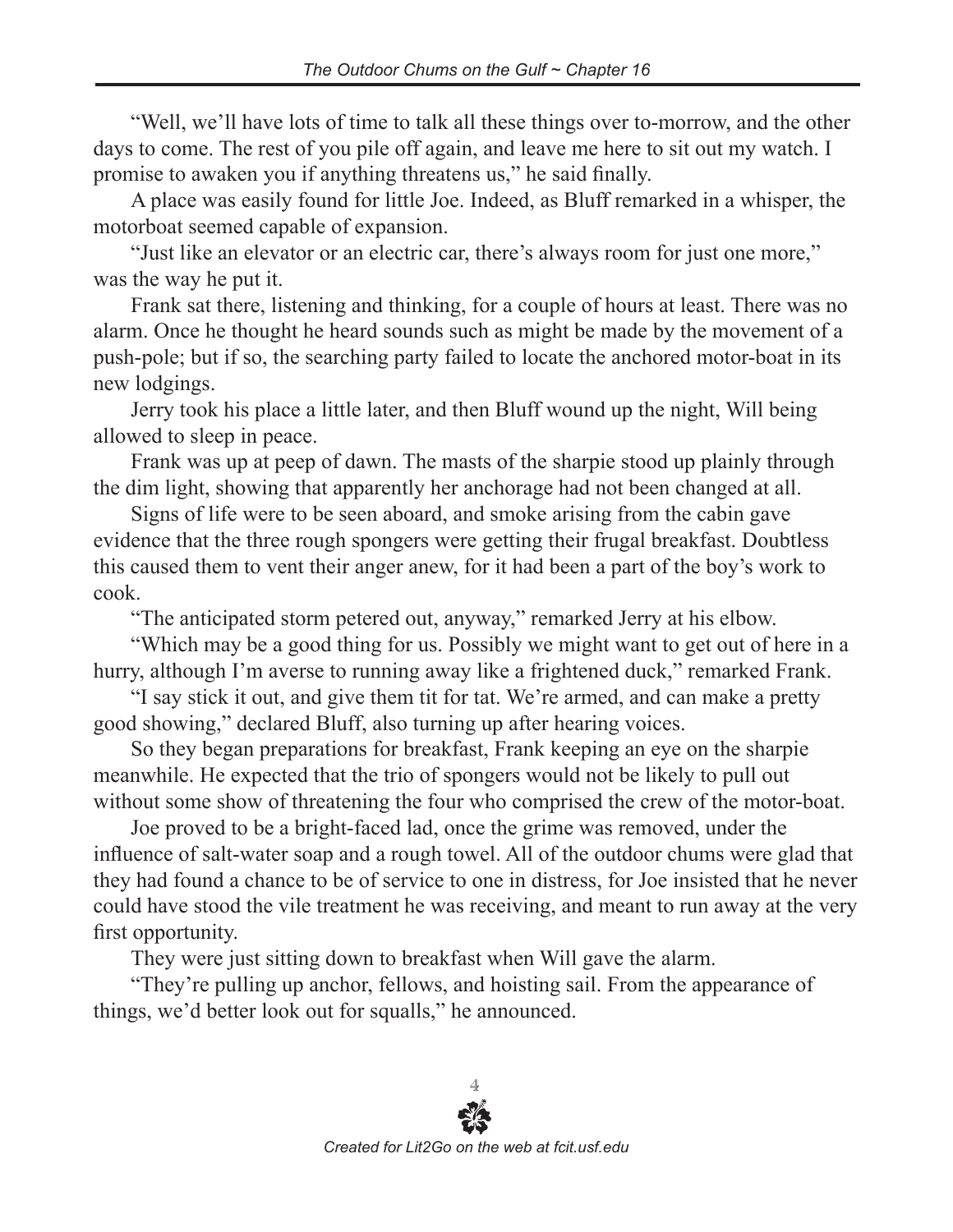"Well, we'll have lots of time to talk all these things over to-morrow, and the other days to come. The rest of you pile off again, and leave me here to sit out my watch. I promise to awaken you if anything threatens us," he said finally.

A place was easily found for little Joe. Indeed, as Bluff remarked in a whisper, the motorboat seemed capable of expansion.

"Just like an elevator or an electric car, there's always room for just one more," was the way he put it.

Frank sat there, listening and thinking, for a couple of hours at least. There was no alarm. Once he thought he heard sounds such as might be made by the movement of a push-pole; but if so, the searching party failed to locate the anchored motor-boat in its new lodgings.

Jerry took his place a little later, and then Bluff wound up the night, Will being allowed to sleep in peace.

Frank was up at peep of dawn. The masts of the sharpie stood up plainly through the dim light, showing that apparently her anchorage had not been changed at all.

Signs of life were to be seen aboard, and smoke arising from the cabin gave evidence that the three rough spongers were getting their frugal breakfast. Doubtless this caused them to vent their anger anew, for it had been a part of the boy's work to cook.

"The anticipated storm petered out, anyway," remarked Jerry at his elbow.

"Which may be a good thing for us. Possibly we might want to get out of here in a hurry, although I'm averse to running away like a frightened duck," remarked Frank.

"I say stick it out, and give them tit for tat. We're armed, and can make a pretty good showing," declared Bluff, also turning up after hearing voices.

So they began preparations for breakfast, Frank keeping an eye on the sharpie meanwhile. He expected that the trio of spongers would not be likely to pull out without some show of threatening the four who comprised the crew of the motor-boat.

Joe proved to be a bright-faced lad, once the grime was removed, under the influence of salt-water soap and a rough towel. All of the outdoor chums were glad that they had found a chance to be of service to one in distress, for Joe insisted that he never could have stood the vile treatment he was receiving, and meant to run away at the very first opportunity.

They were just sitting down to breakfast when Will gave the alarm.

"They're pulling up anchor, fellows, and hoisting sail. From the appearance of things, we'd better look out for squalls," he announced.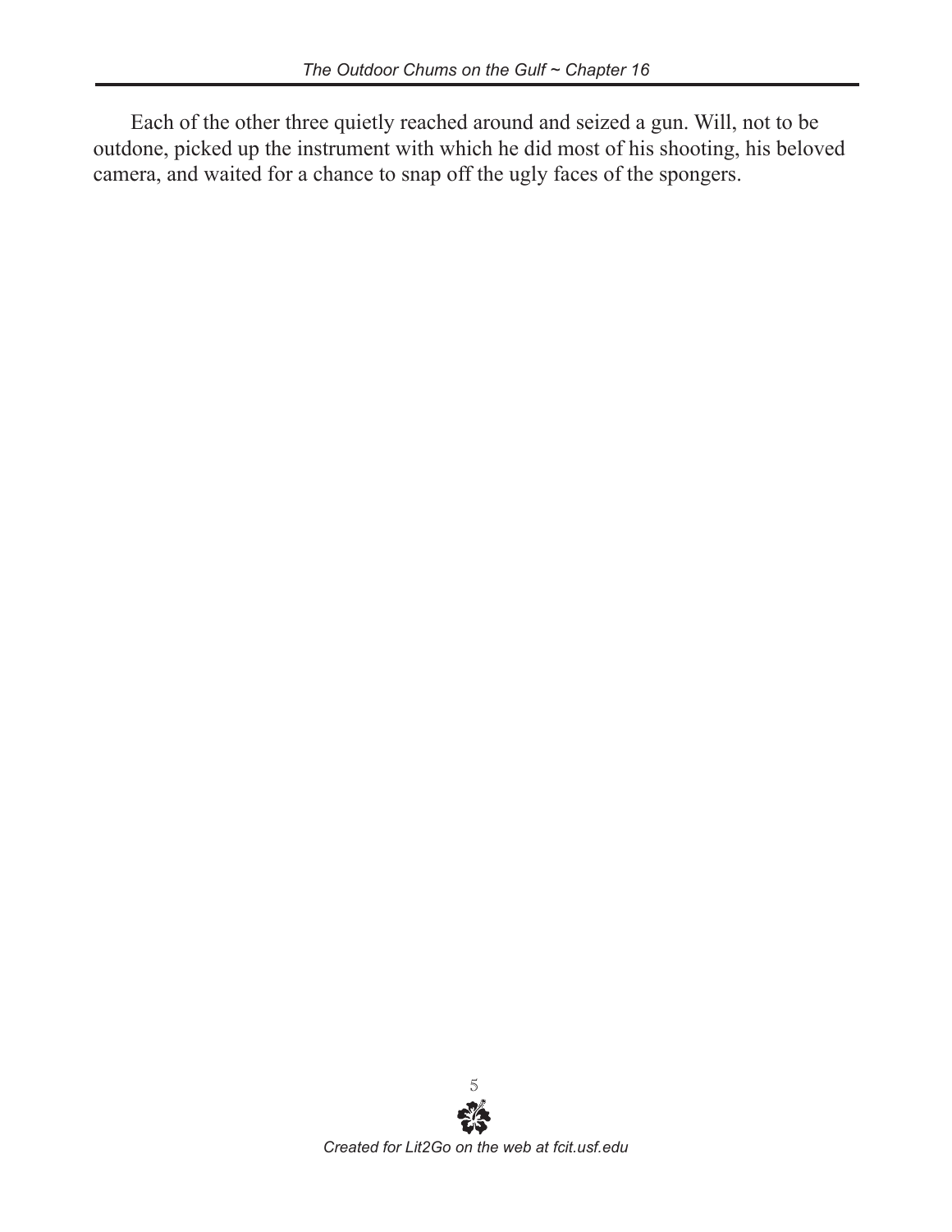Each of the other three quietly reached around and seized a gun. Will, not to be outdone, picked up the instrument with which he did most of his shooting, his beloved camera, and waited for a chance to snap off the ugly faces of the spongers.